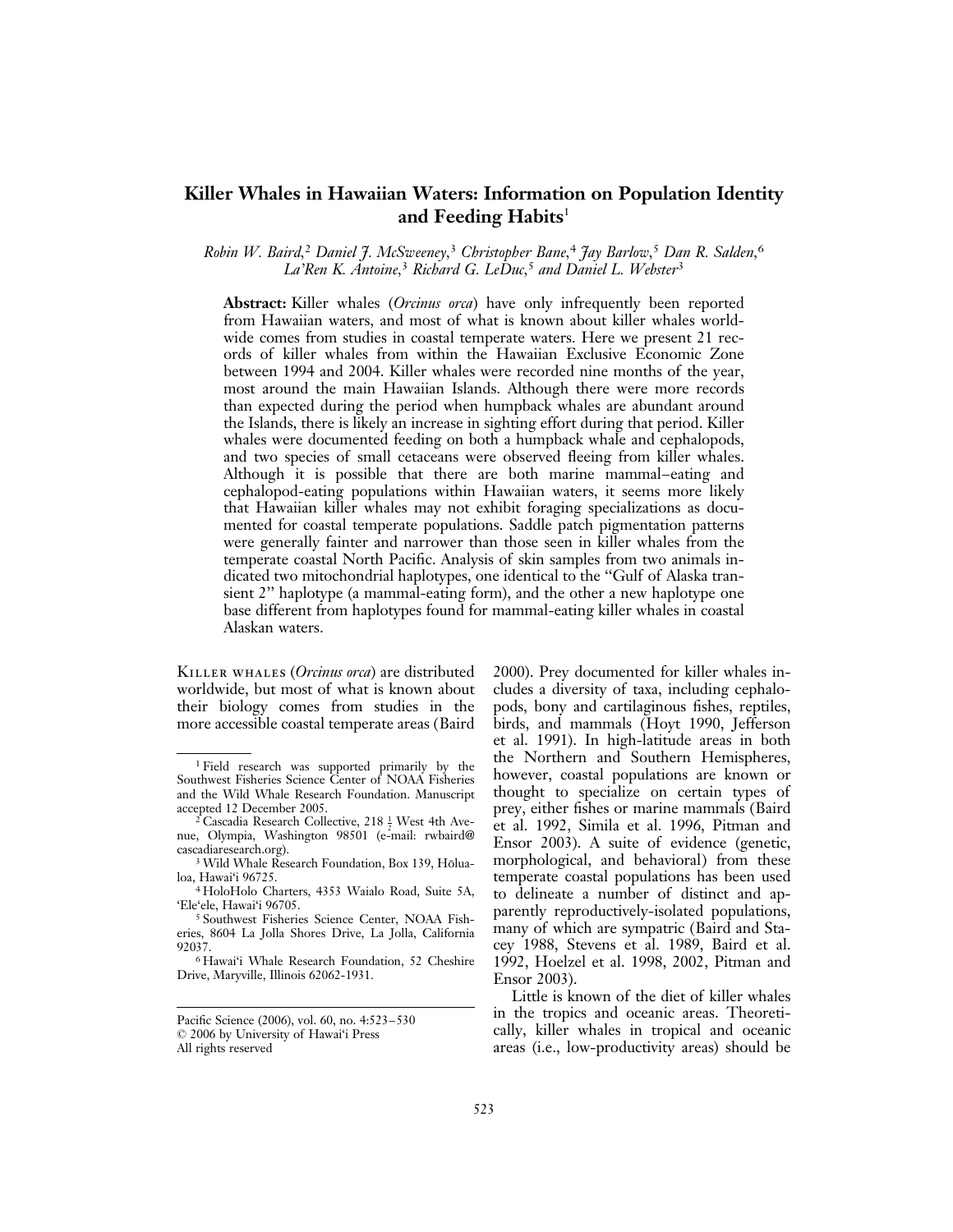# Killer Whales in Hawaiian Waters: Information on Population Identity and Feeding Habits[1]

*Robin W. Baird,[2] Daniel J. McSweeney,[3] Christopher Bane,[4] Jay Barlow,[5] Dan R. Salden,[6] La'Ren K. Antoine,[3] Richard G. LeDuc,[5] and Daniel L. Webster[3]*

**Abstract:** Killer whales (*Orcinus orca*) have only infrequently been reported from Hawaiian waters, and most of what is known about killer whales worldwide comes from studies in coastal temperate waters. Here we present 21 records of killer whales from within the Hawaiian Exclusive Economic Zone between 1994 and 2004. Killer whales were recorded nine months of the year, most around the main Hawaiian Islands. Although there were more records than expected during the period when humpback whales are abundant around the Islands, there is likely an increase in sighting effort during that period. Killer whales were documented feeding on both a humpback whale and cephalopods, and two species of small cetaceans were observed fleeing from killer whales. Although it is possible that there are both marine mammal–eating and cephalopod-eating populations within Hawaiian waters, it seems more likely that Hawaiian killer whales may not exhibit foraging specializations as documented for coastal temperate populations. Saddle patch pigmentation patterns were generally fainter and narrower than those seen in killer whales from the temperate coastal North Pacific. Analysis of skin samples from two animals indicated two mitochondrial haplotypes, one identical to the "Gulf of Alaska transient 2" haplotype (a mammal-eating form), and the other a new haplotype one base different from haplotypes found for mammal-eating killer whales in coastal Alaskan waters.

Killer whales (*Orcinus orca*) are distributed worldwide, but most of what is known about their biology comes from studies in the more accessible coastal temperate areas (Baird 2000). Prey documented for killer whales includes a diversity of taxa, including cephalopods, bony and cartilaginous fishes, reptiles, birds, and mammals (Hoyt 1990, Jefferson et al. 1991). In high-latitude areas in both the Northern and Southern Hemispheres, however, coastal populations are known or thought to specialize on certain types of prey, either fishes or marine mammals (Baird et al. 1992, Simila et al. 1996, Pitman and Ensor 2003). A suite of evidence (genetic, morphological, and behavioral) from these temperate coastal populations has been used to delineate a number of distinct and apparently reproductively-isolated populations, many of which are sympatric (Baird and Stacey 1988, Stevens et al. 1989, Baird et al. 1992, Hoelzel et al. 1998, 2002, Pitman and Ensor 2003).

Little is known of the diet of killer whales in the tropics and oceanic areas. Theoretically, killer whales in tropical and oceanic areas (i.e., low-productivity areas) should be

---

[1] Field research was supported primarily by the Southwest Fisheries Science Center of NOAA Fisheries and the Wild Whale Research Foundation. Manuscript accepted 12 December 2005.

[2] Cascadia Research Collective, 218 ½ West 4th Avenue, Olympia, Washington 98501 (e-mail: rwbaird@cascadiaresearch.org).

[3] Wild Whale Research Foundation, Box 139, Hōlualoa, Hawai'i 96725.

[4] HoloHolo Charters, 4353 Waialo Road, Suite 5A, 'Ele'ele, Hawai'i 96705.

[5] Southwest Fisheries Science Center, NOAA Fisheries, 8604 La Jolla Shores Drive, La Jolla, California 92037.

[6] Hawai'i Whale Research Foundation, 52 Cheshire Drive, Maryville, Illinois 62062-1931.

Pacific Science (2006), vol. 60, no. 4:523–530
© 2006 by University of Hawai'i Press
All rights reserved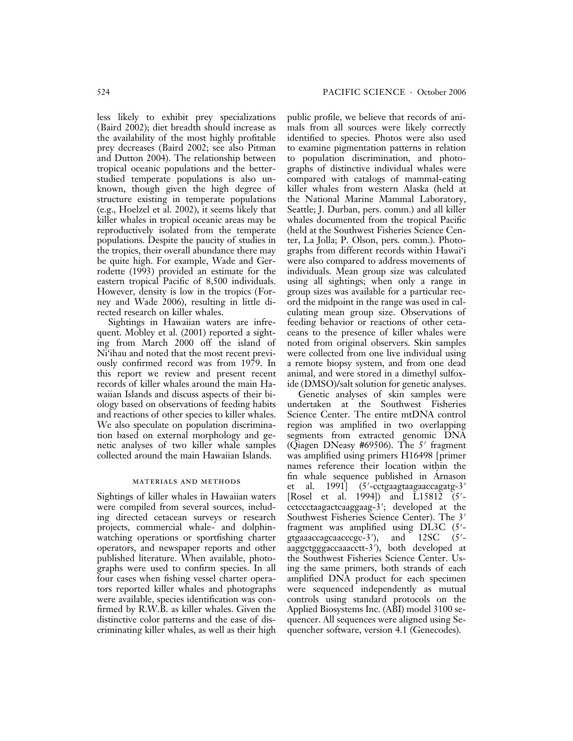less likely to exhibit prey specializations (Baird 2002); diet breadth should increase as the availability of the most highly profitable prey decreases (Baird 2002; see also Pitman and Dutton 2004). The relationship between tropical oceanic populations and the better-studied temperate populations is also unknown, though given the high degree of structure existing in temperate populations (e.g., Hoelzel et al. 2002), it seems likely that killer whales in tropical oceanic areas may be reproductively isolated from the temperate populations. Despite the paucity of studies in the tropics, their overall abundance there may be quite high. For example, Wade and Gerrodette (1993) provided an estimate for the eastern tropical Pacific of 8,500 individuals. However, density is low in the tropics (Forney and Wade 2006), resulting in little directed research on killer whales.

Sightings in Hawaiian waters are infrequent. Mobley et al. (2001) reported a sighting from March 2000 off the island of Ni'ihau and noted that the most recent previously confirmed record was from 1979. In this report we review and present recent records of killer whales around the main Hawaiian Islands and discuss aspects of their biology based on observations of feeding habits and reactions of other species to killer whales. We also speculate on population discrimination based on external morphology and genetic analyses of two killer whale samples collected around the main Hawaiian Islands.

## MATERIALS AND METHODS

Sightings of killer whales in Hawaiian waters were compiled from several sources, including directed cetacean surveys or research projects, commercial whale- and dolphin-watching operations or sportfishing charter operators, and newspaper reports and other published literature. When available, photographs were used to confirm species. In all four cases when fishing vessel charter operators reported killer whales and photographs were available, species identification was confirmed by R.W.B. as killer whales. Given the distinctive color patterns and the ease of discriminating killer whales, as well as their high public profile, we believe that records of animals from all sources were likely correctly identified to species. Photos were also used to examine pigmentation patterns in relation to population discrimination, and photographs of distinctive individual whales were compared with catalogs of mammal-eating killer whales from western Alaska (held at the National Marine Mammal Laboratory, Seattle; J. Durban, pers. comm.) and all killer whales documented from the tropical Pacific (held at the Southwest Fisheries Science Center, La Jolla; P. Olson, pers. comm.). Photographs from different records within Hawai'i were also compared to address movements of individuals. Mean group size was calculated using all sightings; when only a range in group sizes was available for a particular record the midpoint in the range was used in calculating mean group size. Observations of feeding behavior or reactions of other cetaceans to the presence of killer whales were noted from original observers. Skin samples were collected from one live individual using a remote biopsy system, and from one dead animal, and were stored in a dimethyl sulfoxide (DMSO)/salt solution for genetic analyses.

Genetic analyses of skin samples were undertaken at the Southwest Fisheries Science Center. The entire mtDNA control region was amplified in two overlapping segments from extracted genomic DNA (Qiagen DNeasy #69506). The 5′ fragment was amplified using primers H16498 [primer names reference their location within the fin whale sequence published in Árnason et al. 1991] (5′-cctgaagtaagaaccagatg-3′ [Rosel et al. 1994]) and L15812 (5′-cctccctaagactcaaggaag-3′; developed at the Southwest Fisheries Science Center). The 3′ fragment was amplified using DL3C (5′-gtgaaaccagcaacccgc-3′), and 12SC (5′-aaggctgggaccaaacctt-3′), both developed at the Southwest Fisheries Science Center. Using the same primers, both strands of each amplified DNA product for each specimen were sequenced independently as mutual controls using standard protocols on the Applied Biosystems Inc. (ABI) model 3100 sequencer. All sequences were aligned using Sequencher software, version 4.1 (Genecodes).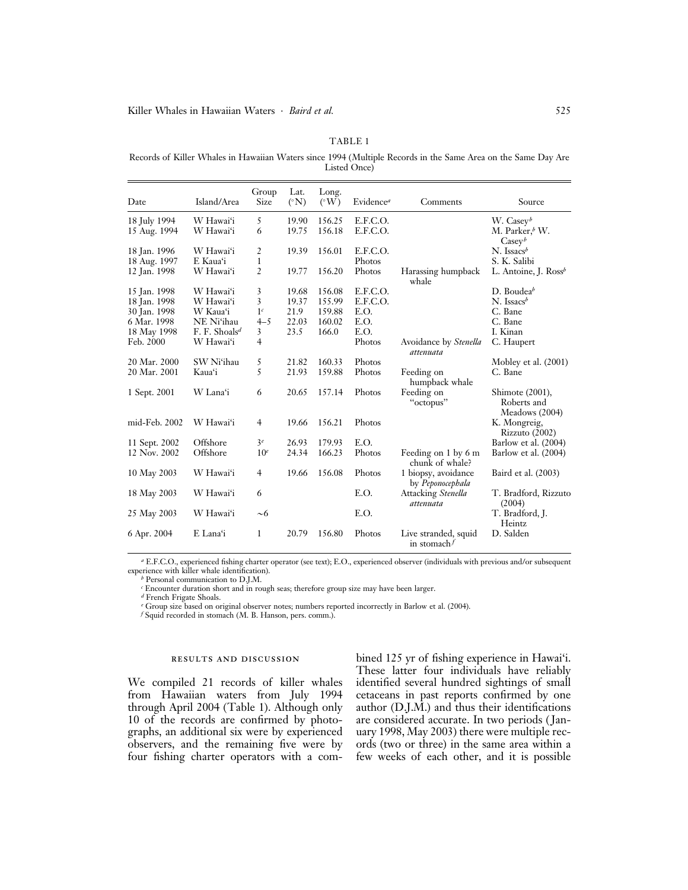TABLE 1

Records of Killer Whales in Hawaiian Waters since 1994 (Multiple Records in the Same Area on the Same Day Are Listed Once)

| Date | Island/Area | Group Size | Lat. (°N) | Long. (°W) | Evidence[a] | Comments | Source |
|---|---|---|---|---|---|---|---|
| 18 July 1994 | W Hawai'i | 5 | 19.90 | 156.25 | E.F.C.O. | | W. Casey[b] |
| 15 Aug. 1994 | W Hawai'i | 6 | 19.75 | 156.18 | E.F.C.O. | | M. Parker,[b] W. Casey[b] |
| 18 Jan. 1996 | W Hawai'i | 2 | 19.39 | 156.01 | E.F.C.O. | | N. Issacs[b] |
| 18 Aug. 1997 | E Kaua'i | 1 | | | Photos | | S. K. Salibi |
| 12 Jan. 1998 | W Hawai'i | 2 | 19.77 | 156.20 | Photos | Harassing humpback whale | L. Antoine, J. Ross[b] |
| 15 Jan. 1998 | W Hawai'i | 3 | 19.68 | 156.08 | E.F.C.O. | | D. Boudea[b] |
| 18 Jan. 1998 | W Hawai'i | 3 | 19.37 | 155.99 | E.F.C.O. | | N. Issacs[b] |
| 30 Jan. 1998 | W Kaua'i | 1[c] | 21.9 | 159.88 | E.O. | | C. Bane |
| 6 Mar. 1998 | NE Ni'ihau | 4–5 | 22.03 | 160.02 | E.O. | | C. Bane |
| 18 May 1998 | F. F. Shoals[d] | 3 | 23.5 | 166.0 | E.O. | | I. Kinan |
| Feb. 2000 | W Hawai'i | 4 | | | Photos | Avoidance by *Stenella attenuata* | C. Haupert |
| 20 Mar. 2000 | SW Ni'ihau | 5 | 21.82 | 160.33 | Photos | | Mobley et al. (2001) |
| 20 Mar. 2001 | Kaua'i | 5 | 21.93 | 159.88 | Photos | Feeding on humpback whale | C. Bane |
| 1 Sept. 2001 | W Lana'i | 6 | 20.65 | 157.14 | Photos | Feeding on "octopus" | Shimote (2001), Roberts and Meadows (2004) |
| mid-Feb. 2002 | W Hawai'i | 4 | 19.66 | 156.21 | Photos | | K. Mongreig, Rizzuto (2002) |
| 11 Sept. 2002 | Offshore | 3[e] | 26.93 | 179.93 | E.O. | | Barlow et al. (2004) |
| 12 Nov. 2002 | Offshore | 10[e] | 24.34 | 166.23 | Photos | Feeding on 1 by 6 m chunk of whale? | Barlow et al. (2004) |
| 10 May 2003 | W Hawai'i | 4 | 19.66 | 156.08 | Photos | 1 biopsy, avoidance by *Peponocephala* | Baird et al. (2003) |
| 18 May 2003 | W Hawai'i | 6 | | | E.O. | Attacking *Stenella attenuata* | T. Bradford, Rizzuto (2004) |
| 25 May 2003 | W Hawai'i | ~6 | | | E.O. | | T. Bradford, J. Heintz |
| 6 Apr. 2004 | E Lana'i | 1 | 20.79 | 156.80 | Photos | Live stranded, squid in stomach[f] | D. Salden |

[a] E.F.C.O., experienced fishing charter operator (see text); E.O., experienced observer (individuals with previous and/or subsequent experience with killer whale identification).

[b] Personal communication to D.J.M.

[c] Encounter duration short and in rough seas; therefore group size may have been larger.

[d] French Frigate Shoals.

[e] Group size based on original observer notes; numbers reported incorrectly in Barlow et al. (2004).

[f] Squid recorded in stomach (M. B. Hanson, pers. comm.).

## RESULTS AND DISCUSSION

We compiled 21 records of killer whales from Hawaiian waters from July 1994 through April 2004 (Table 1). Although only 10 of the records are confirmed by photographs, an additional six were by experienced observers, and the remaining five were by four fishing charter operators with a combined 125 yr of fishing experience in Hawai'i. These latter four individuals have reliably identified several hundred sightings of small cetaceans in past reports confirmed by one author (D.J.M.) and thus their identifications are considered accurate. In two periods (January 1998, May 2003) there were multiple records (two or three) in the same area within a few weeks of each other, and it is possible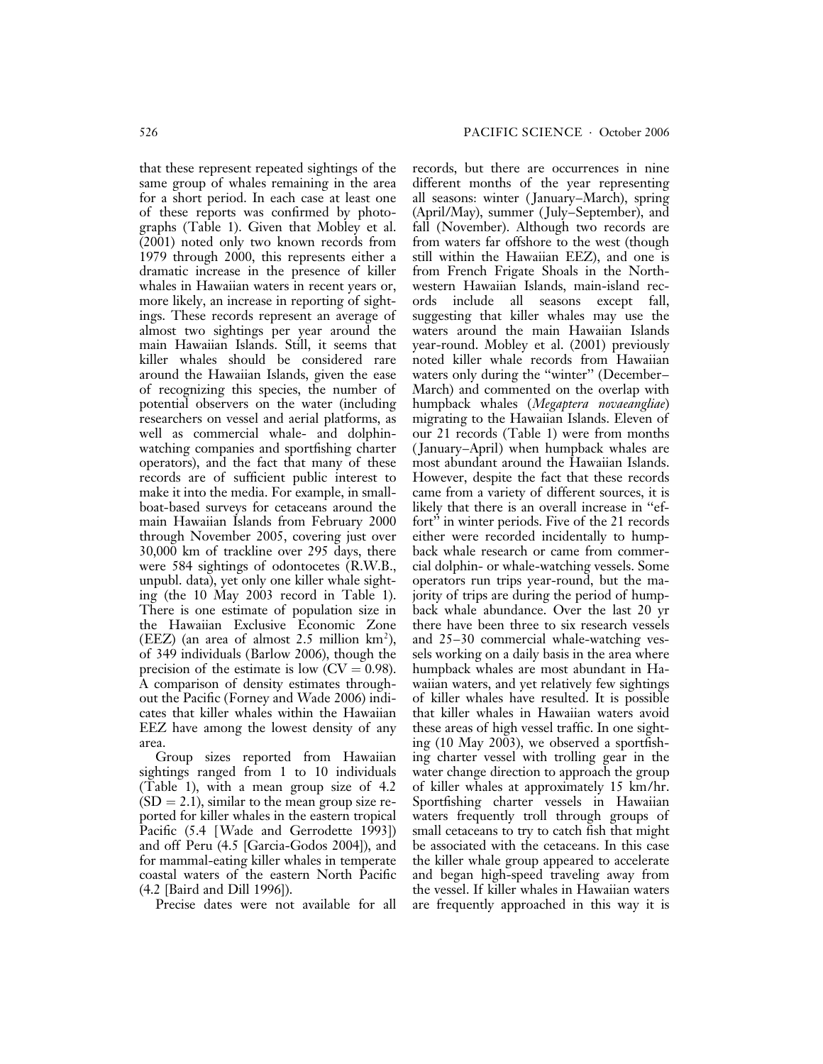that these represent repeated sightings of the same group of whales remaining in the area for a short period. In each case at least one of these reports was confirmed by photographs (Table 1). Given that Mobley et al. (2001) noted only two known records from 1979 through 2000, this represents either a dramatic increase in the presence of killer whales in Hawaiian waters in recent years or, more likely, an increase in reporting of sightings. These records represent an average of almost two sightings per year around the main Hawaiian Islands. Still, it seems that killer whales should be considered rare around the Hawaiian Islands, given the ease of recognizing this species, the number of potential observers on the water (including researchers on vessel and aerial platforms, as well as commercial whale- and dolphin-watching companies and sportfishing charter operators), and the fact that many of these records are of sufficient public interest to make it into the media. For example, in small-boat-based surveys for cetaceans around the main Hawaiian Islands from February 2000 through November 2005, covering just over 30,000 km of trackline over 295 days, there were 584 sightings of odontocetes (R.W.B., unpubl. data), yet only one killer whale sighting (the 10 May 2003 record in Table 1). There is one estimate of population size in the Hawaiian Exclusive Economic Zone (EEZ) (an area of almost 2.5 million km$^2$), of 349 individuals (Barlow 2006), though the precision of the estimate is low ($CV = 0.98$). A comparison of density estimates throughout the Pacific (Forney and Wade 2006) indicates that killer whales within the Hawaiian EEZ have among the lowest density of any area.

Group sizes reported from Hawaiian sightings ranged from 1 to 10 individuals (Table 1), with a mean group size of 4.2 ($SD = 2.1$), similar to the mean group size reported for killer whales in the eastern tropical Pacific (5.4 [Wade and Gerrodette 1993]) and off Peru (4.5 [Garcia-Godos 2004]), and for mammal-eating killer whales in temperate coastal waters of the eastern North Pacific (4.2 [Baird and Dill 1996]).

Precise dates were not available for all records, but there are occurrences in nine different months of the year representing all seasons: winter (January–March), spring (April/May), summer (July–September), and fall (November). Although two records are from waters far offshore to the west (though still within the Hawaiian EEZ), and one is from French Frigate Shoals in the Northwestern Hawaiian Islands, main-island records include all seasons except fall, suggesting that killer whales may use the waters around the main Hawaiian Islands year-round. Mobley et al. (2001) previously noted killer whale records from Hawaiian waters only during the "winter" (December–March) and commented on the overlap with humpback whales (*Megaptera novaeangliae*) migrating to the Hawaiian Islands. Eleven of our 21 records (Table 1) were from months (January–April) when humpback whales are most abundant around the Hawaiian Islands. However, despite the fact that these records came from a variety of different sources, it is likely that there is an overall increase in "effort" in winter periods. Five of the 21 records either were recorded incidentally to humpback whale research or came from commercial dolphin- or whale-watching vessels. Some operators run trips year-round, but the majority of trips are during the period of humpback whale abundance. Over the last 20 yr there have been three to six research vessels and 25–30 commercial whale-watching vessels working on a daily basis in the area where humpback whales are most abundant in Hawaiian waters, and yet relatively few sightings of killer whales have resulted. It is possible that killer whales in Hawaiian waters avoid these areas of high vessel traffic. In one sighting (10 May 2003), we observed a sportfishing charter vessel with trolling gear in the water change direction to approach the group of killer whales at approximately 15 km/hr. Sportfishing charter vessels in Hawaiian waters frequently troll through groups of small cetaceans to try to catch fish that might be associated with the cetaceans. In this case the killer whale group appeared to accelerate and began high-speed traveling away from the vessel. If killer whales in Hawaiian waters are frequently approached in this way it is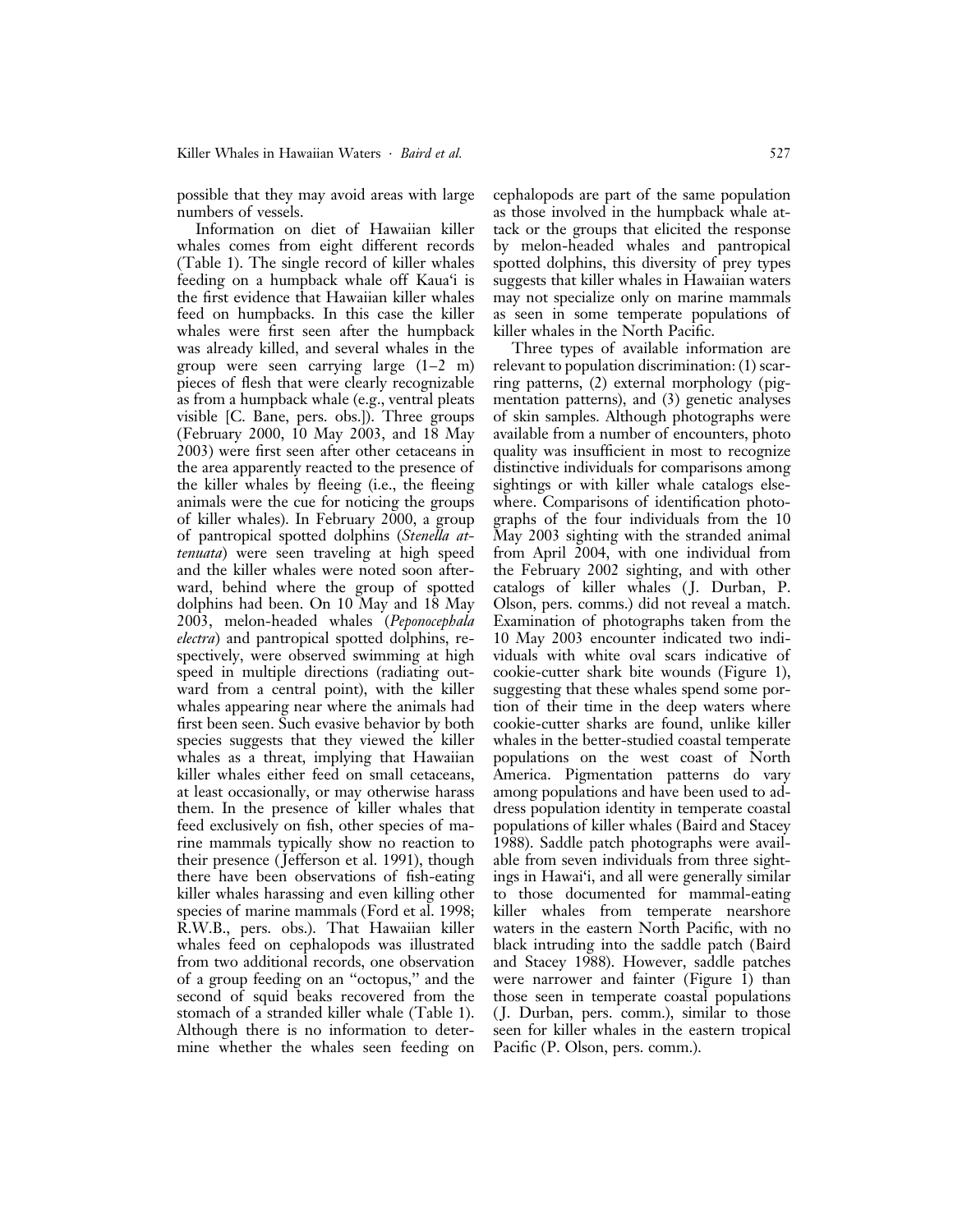possible that they may avoid areas with large numbers of vessels.

Information on diet of Hawaiian killer whales comes from eight different records (Table 1). The single record of killer whales feeding on a humpback whale off Kaua'i is the first evidence that Hawaiian killer whales feed on humpbacks. In this case the killer whales were first seen after the humpback was already killed, and several whales in the group were seen carrying large (1–2 m) pieces of flesh that were clearly recognizable as from a humpback whale (e.g., ventral pleats visible [C. Bane, pers. obs.]). Three groups (February 2000, 10 May 2003, and 18 May 2003) were first seen after other cetaceans in the area apparently reacted to the presence of the killer whales by fleeing (i.e., the fleeing animals were the cue for noticing the groups of killer whales). In February 2000, a group of pantropical spotted dolphins (*Stenella attenuata*) were seen traveling at high speed and the killer whales were noted soon afterward, behind where the group of spotted dolphins had been. On 10 May and 18 May 2003, melon-headed whales (*Peponocephala electra*) and pantropical spotted dolphins, respectively, were observed swimming at high speed in multiple directions (radiating outward from a central point), with the killer whales appearing near where the animals had first been seen. Such evasive behavior by both species suggests that they viewed the killer whales as a threat, implying that Hawaiian killer whales either feed on small cetaceans, at least occasionally, or may otherwise harass them. In the presence of killer whales that feed exclusively on fish, other species of marine mammals typically show no reaction to their presence (Jefferson et al. 1991), though there have been observations of fish-eating killer whales harassing and even killing other species of marine mammals (Ford et al. 1998; R.W.B., pers. obs.). That Hawaiian killer whales feed on cephalopods was illustrated from two additional records, one observation of a group feeding on an "octopus," and the second of squid beaks recovered from the stomach of a stranded killer whale (Table 1). Although there is no information to determine whether the whales seen feeding on cephalopods are part of the same population as those involved in the humpback whale attack or the groups that elicited the response by melon-headed whales and pantropical spotted dolphins, this diversity of prey types suggests that killer whales in Hawaiian waters may not specialize only on marine mammals as seen in some temperate populations of killer whales in the North Pacific.

Three types of available information are relevant to population discrimination: (1) scarring patterns, (2) external morphology (pigmentation patterns), and (3) genetic analyses of skin samples. Although photographs were available from a number of encounters, photo quality was insufficient in most to recognize distinctive individuals for comparisons among sightings or with killer whale catalogs elsewhere. Comparisons of identification photographs of the four individuals from the 10 May 2003 sighting with the stranded animal from April 2004, with one individual from the February 2002 sighting, and with other catalogs of killer whales (J. Durban, P. Olson, pers. comms.) did not reveal a match. Examination of photographs taken from the 10 May 2003 encounter indicated two individuals with white oval scars indicative of cookie-cutter shark bite wounds (Figure 1), suggesting that these whales spend some portion of their time in the deep waters where cookie-cutter sharks are found, unlike killer whales in the better-studied coastal temperate populations on the west coast of North America. Pigmentation patterns do vary among populations and have been used to address population identity in temperate coastal populations of killer whales (Baird and Stacey 1988). Saddle patch photographs were available from seven individuals from three sightings in Hawai'i, and all were generally similar to those documented for mammal-eating killer whales from temperate nearshore waters in the eastern North Pacific, with no black intruding into the saddle patch (Baird and Stacey 1988). However, saddle patches were narrower and fainter (Figure 1) than those seen in temperate coastal populations (J. Durban, pers. comm.), similar to those seen for killer whales in the eastern tropical Pacific (P. Olson, pers. comm.).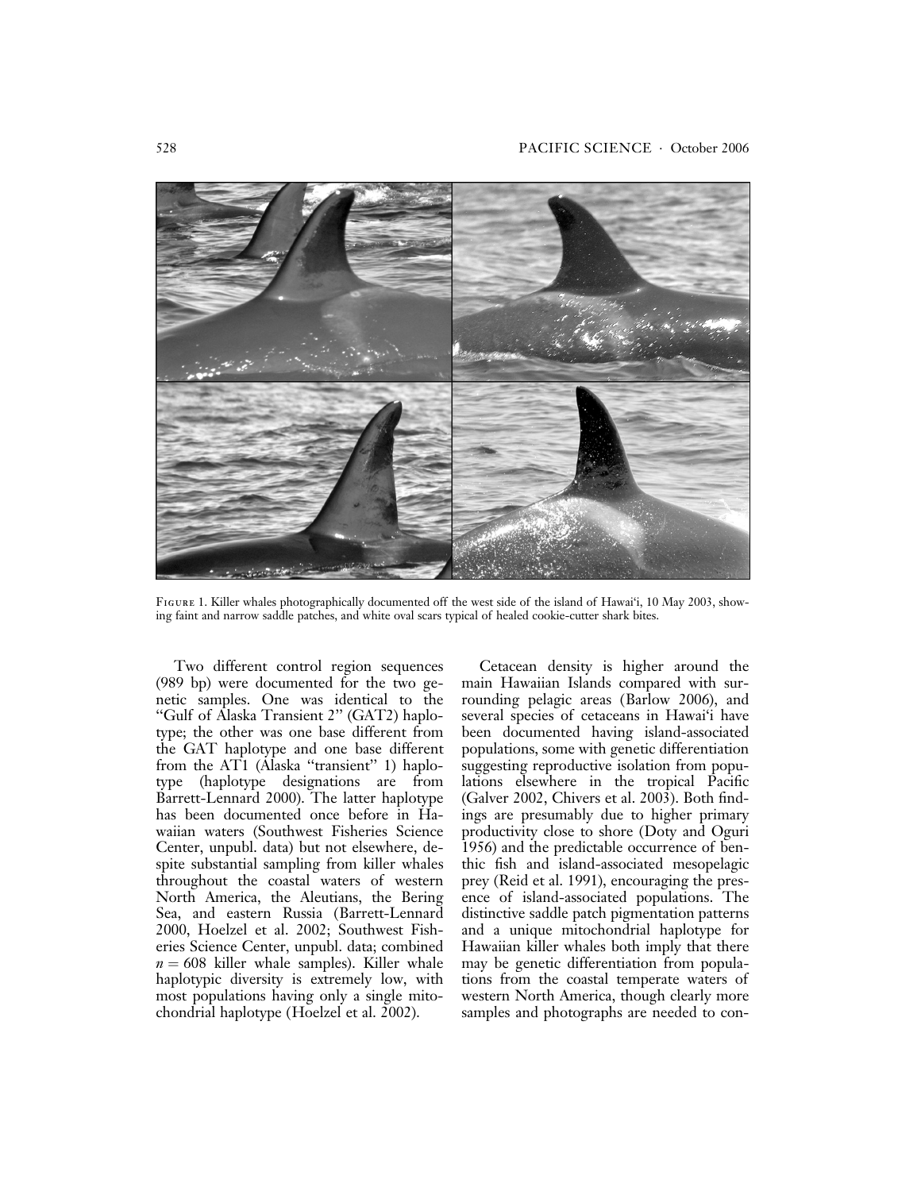Figure 1. Killer whales photographically documented off the west side of the island of Hawai'i, 10 May 2003, showing faint and narrow saddle patches, and white oval scars typical of healed cookie-cutter shark bites.

Two different control region sequences (989 bp) were documented for the two genetic samples. One was identical to the "Gulf of Alaska Transient 2" (GAT2) haplotype; the other was one base different from the GAT haplotype and one base different from the AT1 (Alaska "transient" 1) haplotype (haplotype designations are from Barrett-Lennard 2000). The latter haplotype has been documented once before in Hawaiian waters (Southwest Fisheries Science Center, unpubl. data) but not elsewhere, despite substantial sampling from killer whales throughout the coastal waters of western North America, the Aleutians, the Bering Sea, and eastern Russia (Barrett-Lennard 2000, Hoelzel et al. 2002; Southwest Fisheries Science Center, unpubl. data; combined $n = 608$ killer whale samples). Killer whale haplotypic diversity is extremely low, with most populations having only a single mitochondrial haplotype (Hoelzel et al. 2002).

Cetacean density is higher around the main Hawaiian Islands compared with surrounding pelagic areas (Barlow 2006), and several species of cetaceans in Hawai'i have been documented having island-associated populations, some with genetic differentiation suggesting reproductive isolation from populations elsewhere in the tropical Pacific (Galver 2002, Chivers et al. 2003). Both findings are presumably due to higher primary productivity close to shore (Doty and Oguri 1956) and the predictable occurrence of benthic fish and island-associated mesopelagic prey (Reid et al. 1991), encouraging the presence of island-associated populations. The distinctive saddle patch pigmentation patterns and a unique mitochondrial haplotype for Hawaiian killer whales both imply that there may be genetic differentiation from populations from the coastal temperate waters of western North America, though clearly more samples and photographs are needed to con-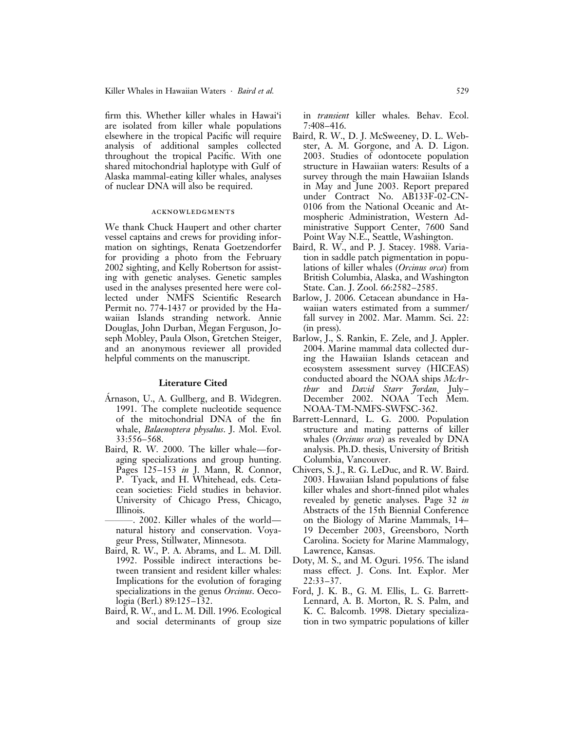firm this. Whether killer whales in Hawai'i are isolated from killer whale populations elsewhere in the tropical Pacific will require analysis of additional samples collected throughout the tropical Pacific. With one shared mitochondrial haplotype with Gulf of Alaska mammal-eating killer whales, analyses of nuclear DNA will also be required.

### ACKNOWLEDGMENTS

We thank Chuck Haupert and other charter vessel captains and crews for providing information on sightings, Renata Goetzendorfer for providing a photo from the February 2002 sighting, and Kelly Robertson for assisting with genetic analyses. Genetic samples used in the analyses presented here were collected under NMFS Scientific Research Permit no. 774-1437 or provided by the Hawaiian Islands stranding network. Annie Douglas, John Durban, Megan Ferguson, Joseph Mobley, Paula Olson, Gretchen Steiger, and an anonymous reviewer all provided helpful comments on the manuscript.

## Literature Cited

Árnason, U., A. Gullberg, and B. Widegren. 1991. The complete nucleotide sequence of the mitochondrial DNA of the fin whale, *Balaenoptera physalus*. J. Mol. Evol. 33:556–568.

Baird, R. W. 2000. The killer whale—foraging specializations and group hunting. Pages 125–153 *in* J. Mann, R. Connor, P. Tyack, and H. Whitehead, eds. Cetacean societies: Field studies in behavior. University of Chicago Press, Chicago, Illinois.

———. 2002. Killer whales of the world—natural history and conservation. Voyageur Press, Stillwater, Minnesota.

Baird, R. W., P. A. Abrams, and L. M. Dill. 1992. Possible indirect interactions between transient and resident killer whales: Implications for the evolution of foraging specializations in the genus *Orcinus*. Oecologia (Berl.) 89:125–132.

Baird, R. W., and L. M. Dill. 1996. Ecological and social determinants of group size in *transient* killer whales. Behav. Ecol. 7:408–416.

Baird, R. W., D. J. McSweeney, D. L. Webster, A. M. Gorgone, and A. D. Ligon. 2003. Studies of odontocete population structure in Hawaiian waters: Results of a survey through the main Hawaiian Islands in May and June 2003. Report prepared under Contract No. AB133F-02-CN-0106 from the National Oceanic and Atmospheric Administration, Western Administrative Support Center, 7600 Sand Point Way N.E., Seattle, Washington.

Baird, R. W., and P. J. Stacey. 1988. Variation in saddle patch pigmentation in populations of killer whales (*Orcinus orca*) from British Columbia, Alaska, and Washington State. Can. J. Zool. 66:2582–2585.

Barlow, J. 2006. Cetacean abundance in Hawaiian waters estimated from a summer/fall survey in 2002. Mar. Mamm. Sci. 22: (in press).

Barlow, J., S. Rankin, E. Zele, and J. Appler. 2004. Marine mammal data collected during the Hawaiian Islands cetacean and ecosystem assessment survey (HICEAS) conducted aboard the NOAA ships *McArthur* and *David Starr Jordan*, July–December 2002. NOAA Tech Mem. NOAA-TM-NMFS-SWFSC-362.

Barrett-Lennard, L. G. 2000. Population structure and mating patterns of killer whales (*Orcinus orca*) as revealed by DNA analysis. Ph.D. thesis, University of British Columbia, Vancouver.

Chivers, S. J., R. G. LeDuc, and R. W. Baird. 2003. Hawaiian Island populations of false killer whales and short-finned pilot whales revealed by genetic analyses. Page 32 *in* Abstracts of the 15th Biennial Conference on the Biology of Marine Mammals, 14–19 December 2003, Greensboro, North Carolina. Society for Marine Mammalogy, Lawrence, Kansas.

Doty, M. S., and M. Oguri. 1956. The island mass effect. J. Cons. Int. Explor. Mer 22:33–37.

Ford, J. K. B., G. M. Ellis, L. G. Barrett-Lennard, A. B. Morton, R. S. Palm, and K. C. Balcomb. 1998. Dietary specialization in two sympatric populations of killer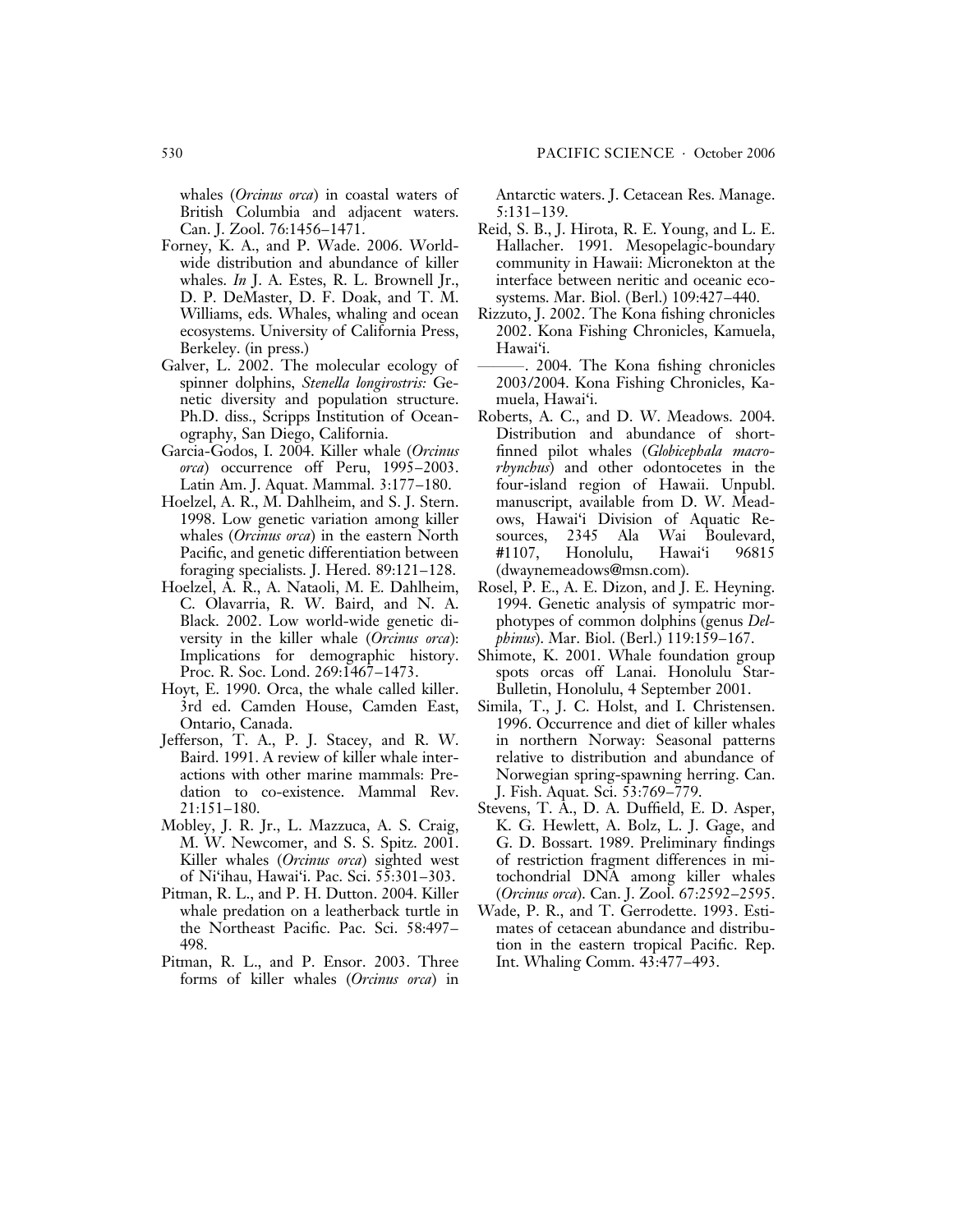whales (*Orcinus orca*) in coastal waters of British Columbia and adjacent waters. Can. J. Zool. 76:1456–1471.

Forney, K. A., and P. Wade. 2006. Worldwide distribution and abundance of killer whales. *In* J. A. Estes, R. L. Brownell Jr., D. P. DeMaster, D. F. Doak, and T. M. Williams, eds. Whales, whaling and ocean ecosystems. University of California Press, Berkeley. (in press.)

Galver, L. 2002. The molecular ecology of spinner dolphins, *Stenella longirostris:* Genetic diversity and population structure. Ph.D. diss., Scripps Institution of Oceanography, San Diego, California.

Garcia-Godos, I. 2004. Killer whale (*Orcinus orca*) occurrence off Peru, 1995–2003. Latin Am. J. Aquat. Mammal. 3:177–180.

Hoelzel, A. R., M. Dahlheim, and S. J. Stern. 1998. Low genetic variation among killer whales (*Orcinus orca*) in the eastern North Pacific, and genetic differentiation between foraging specialists. J. Hered. 89:121–128.

Hoelzel, A. R., A. Nataoli, M. E. Dahlheim, C. Olavarria, R. W. Baird, and N. A. Black. 2002. Low world-wide genetic diversity in the killer whale (*Orcinus orca*): Implications for demographic history. Proc. R. Soc. Lond. 269:1467–1473.

Hoyt, E. 1990. Orca, the whale called killer. 3rd ed. Camden House, Camden East, Ontario, Canada.

Jefferson, T. A., P. J. Stacey, and R. W. Baird. 1991. A review of killer whale interactions with other marine mammals: Predation to co-existence. Mammal Rev. 21:151–180.

Mobley, J. R. Jr., L. Mazzuca, A. S. Craig, M. W. Newcomer, and S. S. Spitz. 2001. Killer whales (*Orcinus orca*) sighted west of Ni'ihau, Hawai'i. Pac. Sci. 55:301–303.

Pitman, R. L., and P. H. Dutton. 2004. Killer whale predation on a leatherback turtle in the Northeast Pacific. Pac. Sci. 58:497–498.

Pitman, R. L., and P. Ensor. 2003. Three forms of killer whales (*Orcinus orca*) in Antarctic waters. J. Cetacean Res. Manage. 5:131–139.

Reid, S. B., J. Hirota, R. E. Young, and L. E. Hallacher. 1991. Mesopelagic-boundary community in Hawaii: Micronekton at the interface between neritic and oceanic ecosystems. Mar. Biol. (Berl.) 109:427–440.

Rizzuto, J. 2002. The Kona fishing chronicles 2002. Kona Fishing Chronicles, Kamuela, Hawai'i.

———. 2004. The Kona fishing chronicles 2003/2004. Kona Fishing Chronicles, Kamuela, Hawai'i.

Roberts, A. C., and D. W. Meadows. 2004. Distribution and abundance of short-finned pilot whales (*Globicephala macrorhynchus*) and other odontocetes in the four-island region of Hawaii. Unpubl. manuscript, available from D. W. Meadows, Hawai'i Division of Aquatic Resources, 2345 Ala Wai Boulevard, #1107, Honolulu, Hawai'i 96815 (dwaynemeadows@msn.com).

Rosel, P. E., A. E. Dizon, and J. E. Heyning. 1994. Genetic analysis of sympatric morphotypes of common dolphins (genus *Delphinus*). Mar. Biol. (Berl.) 119:159–167.

Shimote, K. 2001. Whale foundation group spots orcas off Lanai. Honolulu Star-Bulletin, Honolulu, 4 September 2001.

Simila, T., J. C. Holst, and I. Christensen. 1996. Occurrence and diet of killer whales in northern Norway: Seasonal patterns relative to distribution and abundance of Norwegian spring-spawning herring. Can. J. Fish. Aquat. Sci. 53:769–779.

Stevens, T. A., D. A. Duffield, E. D. Asper, K. G. Hewlett, A. Bolz, L. J. Gage, and G. D. Bossart. 1989. Preliminary findings of restriction fragment differences in mitochondrial DNA among killer whales (*Orcinus orca*). Can. J. Zool. 67:2592–2595.

Wade, P. R., and T. Gerrodette. 1993. Estimates of cetacean abundance and distribution in the eastern tropical Pacific. Rep. Int. Whaling Comm. 43:477–493.